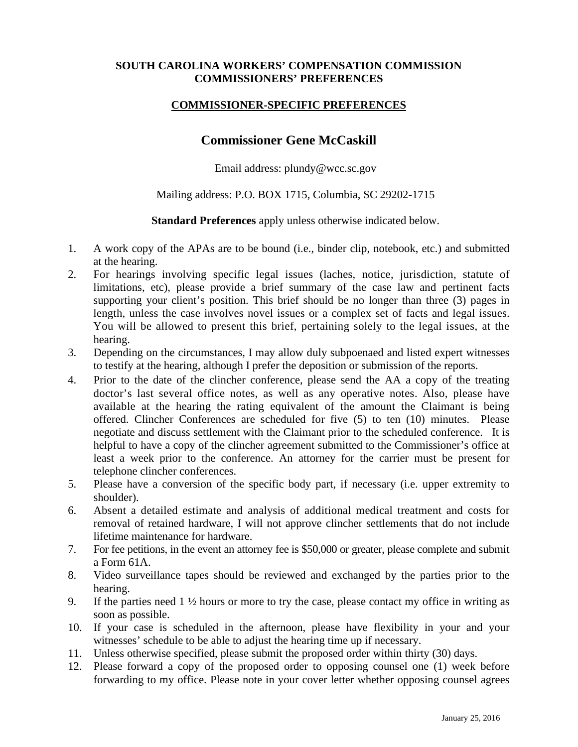**SOUTH CAROLINA WORKERS' COMPENSATION COMMISSION**
**COMMISSIONERS' PREFERENCES**

**COMMISSIONER-SPECIFIC PREFERENCES**

# Commissioner Gene McCaskill

Email address: plundy@wcc.sc.gov

Mailing address: P.O. BOX 1715, Columbia, SC 29202-1715

**Standard Preferences** apply unless otherwise indicated below.

1. A work copy of the APAs are to be bound (i.e., binder clip, notebook, etc.) and submitted at the hearing.
2. For hearings involving specific legal issues (laches, notice, jurisdiction, statute of limitations, etc), please provide a brief summary of the case law and pertinent facts supporting your client's position. This brief should be no longer than three (3) pages in length, unless the case involves novel issues or a complex set of facts and legal issues. You will be allowed to present this brief, pertaining solely to the legal issues, at the hearing.
3. Depending on the circumstances, I may allow duly subpoenaed and listed expert witnesses to testify at the hearing, although I prefer the deposition or submission of the reports.
4. Prior to the date of the clincher conference, please send the AA a copy of the treating doctor's last several office notes, as well as any operative notes. Also, please have available at the hearing the rating equivalent of the amount the Claimant is being offered. Clincher Conferences are scheduled for five (5) to ten (10) minutes. Please negotiate and discuss settlement with the Claimant prior to the scheduled conference. It is helpful to have a copy of the clincher agreement submitted to the Commissioner's office at least a week prior to the conference. An attorney for the carrier must be present for telephone clincher conferences.
5. Please have a conversion of the specific body part, if necessary (i.e. upper extremity to shoulder).
6. Absent a detailed estimate and analysis of additional medical treatment and costs for removal of retained hardware, I will not approve clincher settlements that do not include lifetime maintenance for hardware.
7. For fee petitions, in the event an attorney fee is $50,000 or greater, please complete and submit a Form 61A.
8. Video surveillance tapes should be reviewed and exchanged by the parties prior to the hearing.
9. If the parties need 1 ½ hours or more to try the case, please contact my office in writing as soon as possible.
10. If your case is scheduled in the afternoon, please have flexibility in your and your witnesses' schedule to be able to adjust the hearing time up if necessary.
11. Unless otherwise specified, please submit the proposed order within thirty (30) days.
12. Please forward a copy of the proposed order to opposing counsel one (1) week before forwarding to my office. Please note in your cover letter whether opposing counsel agrees

January 25, 2016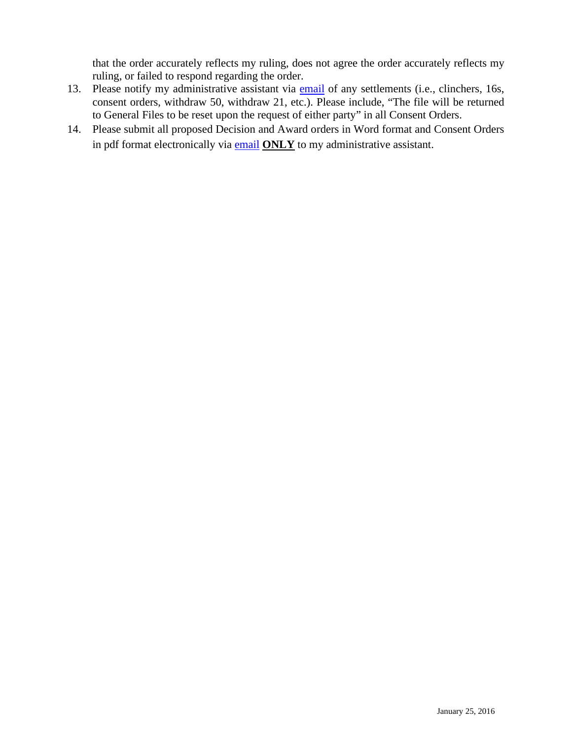that the order accurately reflects my ruling, does not agree the order accurately reflects my ruling, or failed to respond regarding the order.

13. Please notify my administrative assistant via email of any settlements (i.e., clinchers, 16s, consent orders, withdraw 50, withdraw 21, etc.). Please include, "The file will be returned to General Files to be reset upon the request of either party" in all Consent Orders.
14. Please submit all proposed Decision and Award orders in Word format and Consent Orders in pdf format electronically via email **ONLY** to my administrative assistant.

January 25, 2016